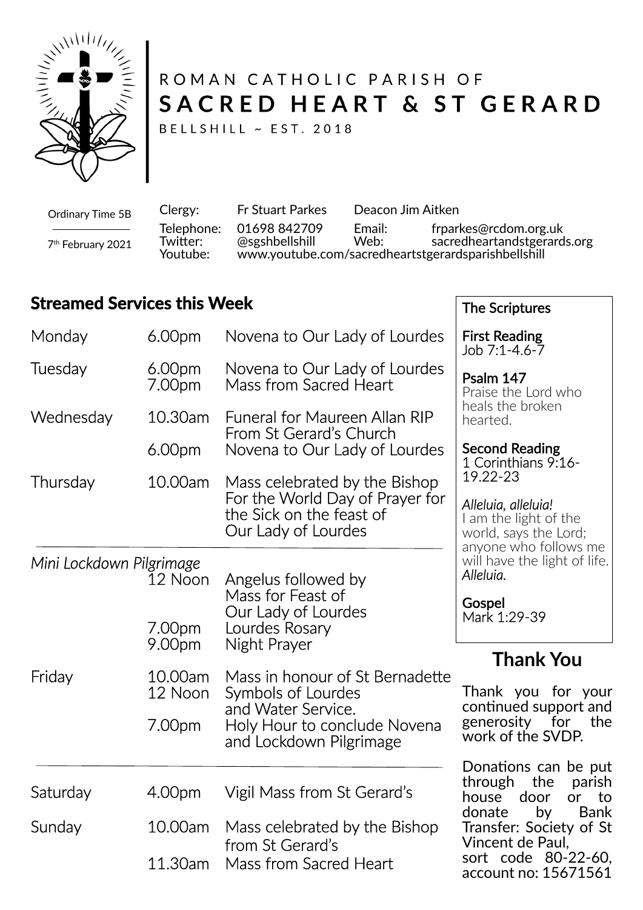# ROMAN CATHOLIC PARISH OF
# SACRED HEART & ST GERARD

BELLSHILL ~ EST. 2018

Ordinary Time 5B

7th February 2021

| | | | |
|---|---|---|---|
| Clergy: | Fr Stuart Parkes | Deacon Jim Aitken | |
| Telephone: | 01698 842709 | Email: | frparkes@rcdom.org.uk |
| Twitter: | @sgshbellshill | Web: | sacredheartandstgerards.org |
| Youtube: | www.youtube.com/sacredheartstgerardsparishbellshill | | |

## Streamed Services this Week

| | | |
|---|---|---|
| Monday | 6.00pm | Novena to Our Lady of Lourdes |
| Tuesday | 6.00pm | Novena to Our Lady of Lourdes |
| | 7.00pm | Mass from Sacred Heart |
| Wednesday | 10.30am | Funeral for Maureen Allan RIP From St Gerard's Church |
| | 6.00pm | Novena to Our Lady of Lourdes |
| Thursday | 10.00am | Mass celebrated by the Bishop For the World Day of Prayer for the Sick on the feast of Our Lady of Lourdes |

*Mini Lockdown Pilgrimage*

| | | |
|---|---|---|
| | 12 Noon | Angelus followed by Mass for Feast of Our Lady of Lourdes |
| | 7.00pm | Lourdes Rosary |
| | 9.00pm | Night Prayer |
| Friday | 10.00am | Mass in honour of St Bernadette |
| | 12 Noon | Symbols of Lourdes and Water Service. |
| | 7.00pm | Holy Hour to conclude Novena and Lockdown Pilgrimage |

| | | |
|---|---|---|
| Saturday | 4.00pm | Vigil Mass from St Gerard's |
| Sunday | 10.00am | Mass celebrated by the Bishop from St Gerard's |
| | 11.30am | Mass from Sacred Heart |

### The Scriptures

**First Reading**
Job 7:1-4.6-7

**Psalm 147**
Praise the Lord who heals the broken hearted.

**Second Reading**
1 Corinthians 9:16-19.22-23

*Alleluia, alleluia!*
I am the light of the world, says the Lord; anyone who follows me will have the light of life.
*Alleluia.*

**Gospel**
Mark 1:29-39

## Thank You

Thank you for your continued support and generosity for the work of the SVDP.

Donations can be put through the parish house door or to donate by Bank Transfer: Society of St Vincent de Paul, sort code 80-22-60, account no: 15671561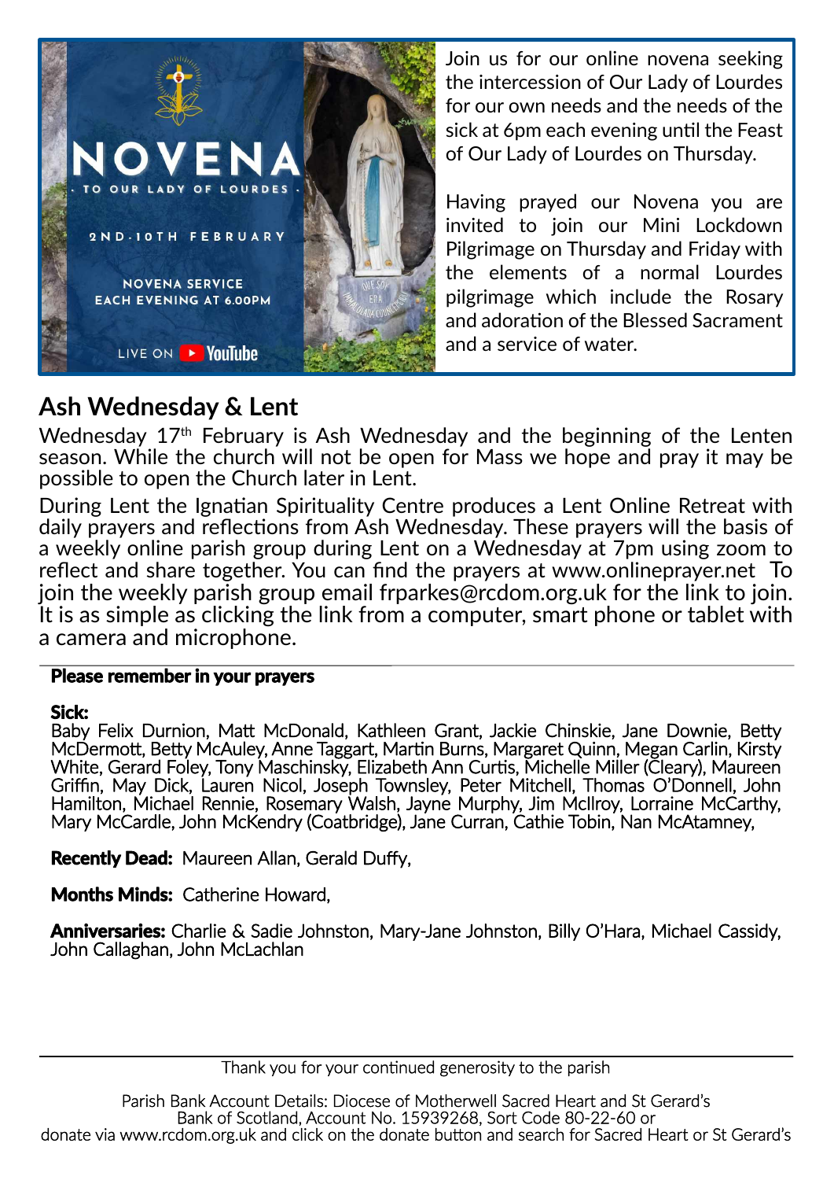NOVENA

· TO OUR LADY OF LOURDES ·

2ND-10TH FEBRUARY

NOVENA SERVICE EACH EVENING AT 6.00PM

LIVE ON YouTube

Join us for our online novena seeking the intercession of Our Lady of Lourdes for our own needs and the needs of the sick at 6pm each evening until the Feast of Our Lady of Lourdes on Thursday.

Having prayed our Novena you are invited to join our Mini Lockdown Pilgrimage on Thursday and Friday with the elements of a normal Lourdes pilgrimage which include the Rosary and adoration of the Blessed Sacrament and a service of water.

## Ash Wednesday & Lent

Wednesday 17th February is Ash Wednesday and the beginning of the Lenten season. While the church will not be open for Mass we hope and pray it may be possible to open the Church later in Lent.

During Lent the Ignatian Spirituality Centre produces a Lent Online Retreat with daily prayers and reflections from Ash Wednesday. These prayers will the basis of a weekly online parish group during Lent on a Wednesday at 7pm using zoom to reflect and share together. You can find the prayers at www.onlineprayer.net To join the weekly parish group email frparkes@rcdom.org.uk for the link to join. It is as simple as clicking the link from a computer, smart phone or tablet with a camera and microphone.

**Please remember in your prayers**

**Sick:**
Baby Felix Durnion, Matt McDonald, Kathleen Grant, Jackie Chinskie, Jane Downie, Betty McDermott, Betty McAuley, Anne Taggart, Martin Burns, Margaret Quinn, Megan Carlin, Kirsty White, Gerard Foley, Tony Maschinsky, Elizabeth Ann Curtis, Michelle Miller (Cleary), Maureen Griffin, May Dick, Lauren Nicol, Joseph Townsley, Peter Mitchell, Thomas O'Donnell, John Hamilton, Michael Rennie, Rosemary Walsh, Jayne Murphy, Jim McIlroy, Lorraine McCarthy, Mary McCardle, John McKendry (Coatbridge), Jane Curran, Cathie Tobin, Nan McAtamney,

**Recently Dead:** Maureen Allan, Gerald Duffy,

**Months Minds:** Catherine Howard,

**Anniversaries:** Charlie & Sadie Johnston, Mary-Jane Johnston, Billy O'Hara, Michael Cassidy, John Callaghan, John McLachlan

Thank you for your continued generosity to the parish

Parish Bank Account Details: Diocese of Motherwell Sacred Heart and St Gerard's
Bank of Scotland, Account No. 15939268, Sort Code 80-22-60 or
donate via www.rcdom.org.uk and click on the donate button and search for Sacred Heart or St Gerard's